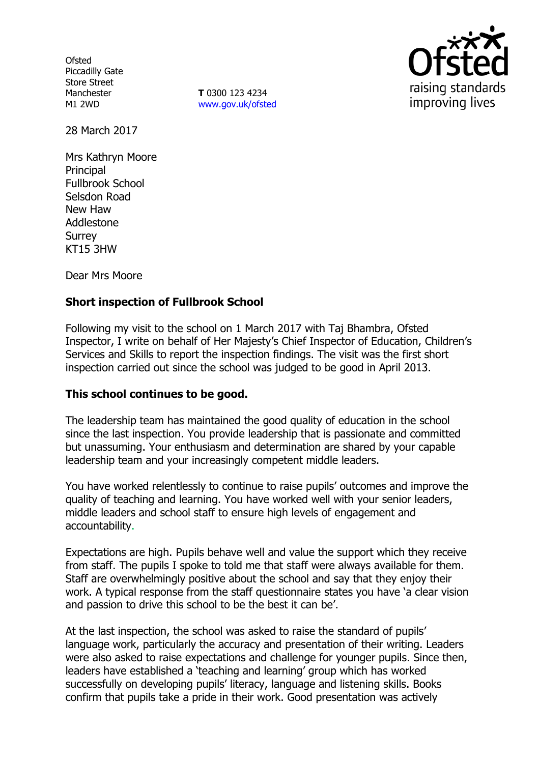Ofsted
Piccadilly Gate
Store Street
Manchester
M1 2WD

**T** 0300 123 4234
www.gov.uk/ofsted

28 March 2017

Mrs Kathryn Moore
Principal
Fullbrook School
Selsdon Road
New Haw
Addlestone
Surrey
KT15 3HW

Dear Mrs Moore

**Short inspection of Fullbrook School**

Following my visit to the school on 1 March 2017 with Taj Bhambra, Ofsted Inspector, I write on behalf of Her Majesty's Chief Inspector of Education, Children's Services and Skills to report the inspection findings. The visit was the first short inspection carried out since the school was judged to be good in April 2013.

**This school continues to be good.**

The leadership team has maintained the good quality of education in the school since the last inspection. You provide leadership that is passionate and committed but unassuming. Your enthusiasm and determination are shared by your capable leadership team and your increasingly competent middle leaders.

You have worked relentlessly to continue to raise pupils' outcomes and improve the quality of teaching and learning. You have worked well with your senior leaders, middle leaders and school staff to ensure high levels of engagement and accountability.

Expectations are high. Pupils behave well and value the support which they receive from staff. The pupils I spoke to told me that staff were always available for them. Staff are overwhelmingly positive about the school and say that they enjoy their work. A typical response from the staff questionnaire states you have 'a clear vision and passion to drive this school to be the best it can be'.

At the last inspection, the school was asked to raise the standard of pupils' language work, particularly the accuracy and presentation of their writing. Leaders were also asked to raise expectations and challenge for younger pupils. Since then, leaders have established a 'teaching and learning' group which has worked successfully on developing pupils' literacy, language and listening skills. Books confirm that pupils take a pride in their work. Good presentation was actively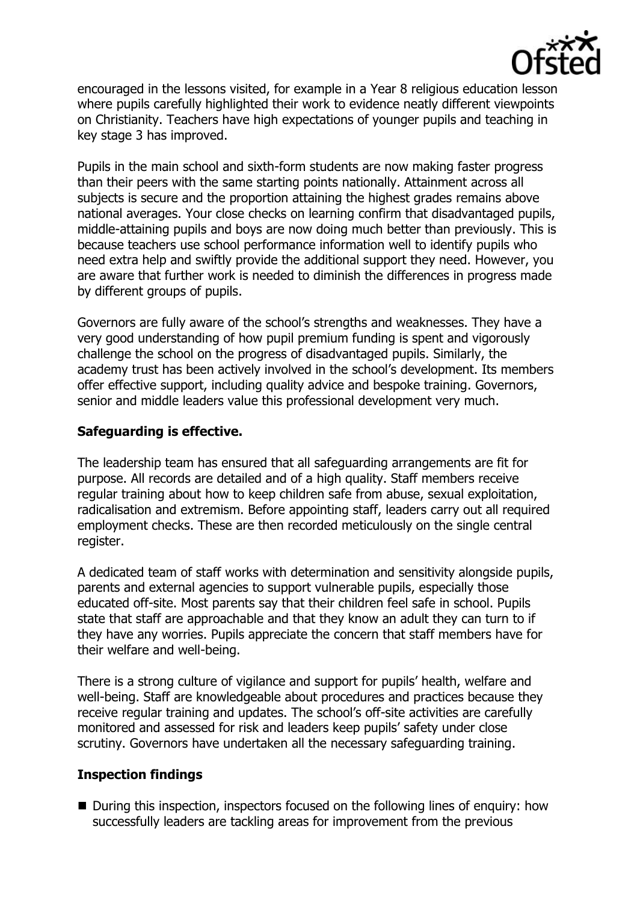encouraged in the lessons visited, for example in a Year 8 religious education lesson where pupils carefully highlighted their work to evidence neatly different viewpoints on Christianity. Teachers have high expectations of younger pupils and teaching in key stage 3 has improved.

Pupils in the main school and sixth-form students are now making faster progress than their peers with the same starting points nationally. Attainment across all subjects is secure and the proportion attaining the highest grades remains above national averages. Your close checks on learning confirm that disadvantaged pupils, middle-attaining pupils and boys are now doing much better than previously. This is because teachers use school performance information well to identify pupils who need extra help and swiftly provide the additional support they need. However, you are aware that further work is needed to diminish the differences in progress made by different groups of pupils.

Governors are fully aware of the school's strengths and weaknesses. They have a very good understanding of how pupil premium funding is spent and vigorously challenge the school on the progress of disadvantaged pupils. Similarly, the academy trust has been actively involved in the school's development. Its members offer effective support, including quality advice and bespoke training. Governors, senior and middle leaders value this professional development very much.

## Safeguarding is effective.

The leadership team has ensured that all safeguarding arrangements are fit for purpose. All records are detailed and of a high quality. Staff members receive regular training about how to keep children safe from abuse, sexual exploitation, radicalisation and extremism. Before appointing staff, leaders carry out all required employment checks. These are then recorded meticulously on the single central register.

A dedicated team of staff works with determination and sensitivity alongside pupils, parents and external agencies to support vulnerable pupils, especially those educated off-site. Most parents say that their children feel safe in school. Pupils state that staff are approachable and that they know an adult they can turn to if they have any worries. Pupils appreciate the concern that staff members have for their welfare and well-being.

There is a strong culture of vigilance and support for pupils' health, welfare and well-being. Staff are knowledgeable about procedures and practices because they receive regular training and updates. The school's off-site activities are carefully monitored and assessed for risk and leaders keep pupils' safety under close scrutiny. Governors have undertaken all the necessary safeguarding training.

## Inspection findings

- During this inspection, inspectors focused on the following lines of enquiry: how successfully leaders are tackling areas for improvement from the previous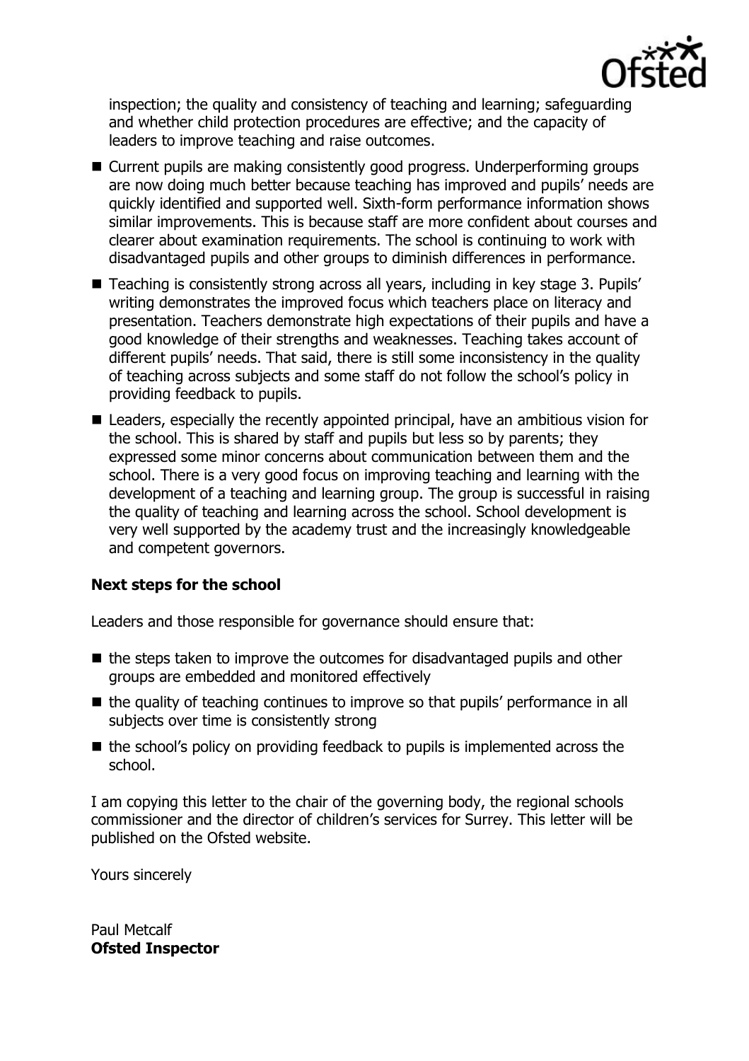inspection; the quality and consistency of teaching and learning; safeguarding and whether child protection procedures are effective; and the capacity of leaders to improve teaching and raise outcomes.

- Current pupils are making consistently good progress. Underperforming groups are now doing much better because teaching has improved and pupils' needs are quickly identified and supported well. Sixth-form performance information shows similar improvements. This is because staff are more confident about courses and clearer about examination requirements. The school is continuing to work with disadvantaged pupils and other groups to diminish differences in performance.
- Teaching is consistently strong across all years, including in key stage 3. Pupils' writing demonstrates the improved focus which teachers place on literacy and presentation. Teachers demonstrate high expectations of their pupils and have a good knowledge of their strengths and weaknesses. Teaching takes account of different pupils' needs. That said, there is still some inconsistency in the quality of teaching across subjects and some staff do not follow the school's policy in providing feedback to pupils.
- Leaders, especially the recently appointed principal, have an ambitious vision for the school. This is shared by staff and pupils but less so by parents; they expressed some minor concerns about communication between them and the school. There is a very good focus on improving teaching and learning with the development of a teaching and learning group. The group is successful in raising the quality of teaching and learning across the school. School development is very well supported by the academy trust and the increasingly knowledgeable and competent governors.

**Next steps for the school**

Leaders and those responsible for governance should ensure that:

- the steps taken to improve the outcomes for disadvantaged pupils and other groups are embedded and monitored effectively
- the quality of teaching continues to improve so that pupils' performance in all subjects over time is consistently strong
- the school's policy on providing feedback to pupils is implemented across the school.

I am copying this letter to the chair of the governing body, the regional schools commissioner and the director of children's services for Surrey. This letter will be published on the Ofsted website.

Yours sincerely

Paul Metcalf
**Ofsted Inspector**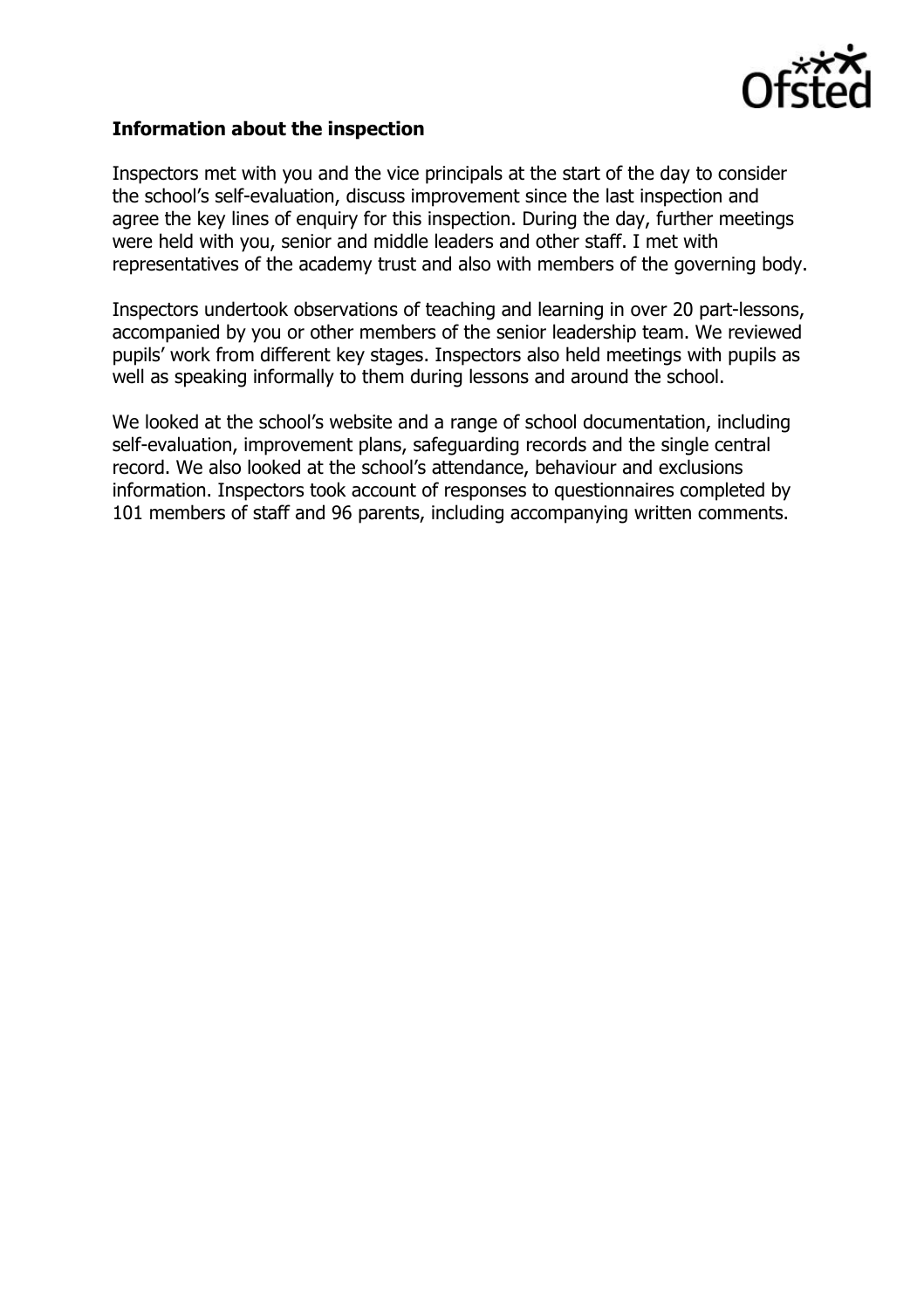**Information about the inspection**

Inspectors met with you and the vice principals at the start of the day to consider the school's self-evaluation, discuss improvement since the last inspection and agree the key lines of enquiry for this inspection. During the day, further meetings were held with you, senior and middle leaders and other staff. I met with representatives of the academy trust and also with members of the governing body.

Inspectors undertook observations of teaching and learning in over 20 part-lessons, accompanied by you or other members of the senior leadership team. We reviewed pupils' work from different key stages. Inspectors also held meetings with pupils as well as speaking informally to them during lessons and around the school.

We looked at the school's website and a range of school documentation, including self-evaluation, improvement plans, safeguarding records and the single central record. We also looked at the school's attendance, behaviour and exclusions information. Inspectors took account of responses to questionnaires completed by 101 members of staff and 96 parents, including accompanying written comments.